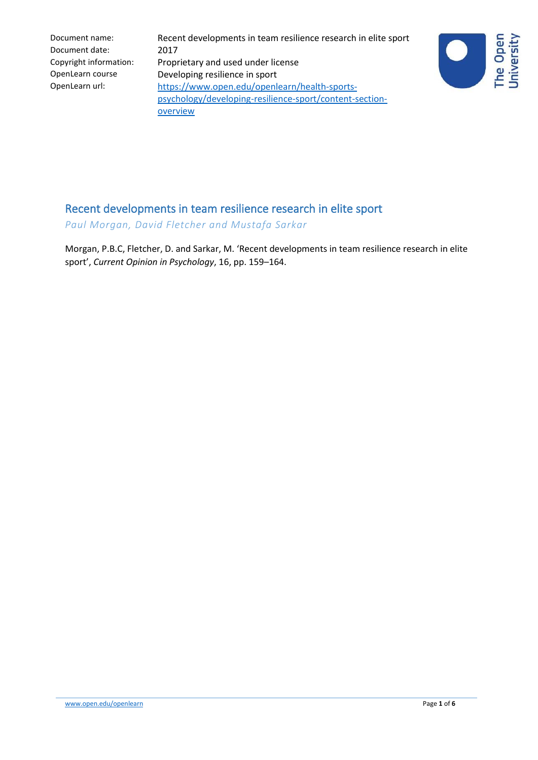| | |
|---|---|
| Document name: | Recent developments in team resilience research in elite sport |
| Document date: | 2017 |
| Copyright information: | Proprietary and used under license |
| OpenLearn course | Developing resilience in sport |
| OpenLearn url: | [https://www.open.edu/openlearn/health-sports-psychology/developing-resilience-sport/content-section-overview](https://www.open.edu/openlearn/health-sports-psychology/developing-resilience-sport/content-section-overview) |

# Recent developments in team resilience research in elite sport

*Paul Morgan, David Fletcher and Mustafa Sarkar*

Morgan, P.B.C, Fletcher, D. and Sarkar, M. 'Recent developments in team resilience research in elite sport', *Current Opinion in Psychology*, 16, pp. 159–164.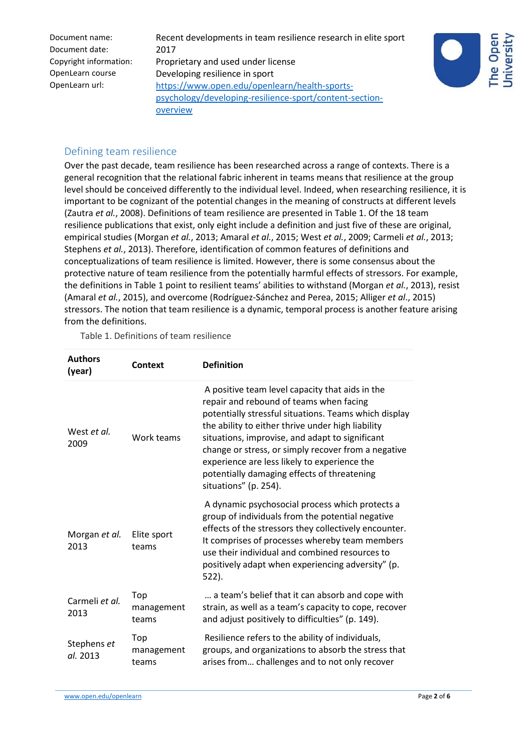Document name: Recent developments in team resilience research in elite sport
Document date: 2017
Copyright information: Proprietary and used under license
OpenLearn course: Developing resilience in sport
OpenLearn url: https://www.open.edu/openlearn/health-sports-psychology/developing-resilience-sport/content-section-overview

## Defining team resilience

Over the past decade, team resilience has been researched across a range of contexts. There is a general recognition that the relational fabric inherent in teams means that resilience at the group level should be conceived differently to the individual level. Indeed, when researching resilience, it is important to be cognizant of the potential changes in the meaning of constructs at different levels (Zautra *et al.*, 2008). Definitions of team resilience are presented in Table 1. Of the 18 team resilience publications that exist, only eight include a definition and just five of these are original, empirical studies (Morgan *et al.*, 2013; Amaral *et al.*, 2015; West *et al.*, 2009; Carmeli *et al.*, 2013; Stephens *et al.*, 2013). Therefore, identification of common features of definitions and conceptualizations of team resilience is limited. However, there is some consensus about the protective nature of team resilience from the potentially harmful effects of stressors. For example, the definitions in Table 1 point to resilient teams' abilities to withstand (Morgan *et al.*, 2013), resist (Amaral *et al.*, 2015), and overcome (Rodríguez-Sánchez and Perea, 2015; Alliger *et al*., 2015) stressors. The notion that team resilience is a dynamic, temporal process is another feature arising from the definitions.

Table 1. Definitions of team resilience

| Authors (year) | Context | Definition |
|---|---|---|
| West *et al.* 2009 | Work teams | A positive team level capacity that aids in the repair and rebound of teams when facing potentially stressful situations. Teams which display the ability to either thrive under high liability situations, improvise, and adapt to significant change or stress, or simply recover from a negative experience are less likely to experience the potentially damaging effects of threatening situations" (p. 254). |
| Morgan *et al.* 2013 | Elite sport teams | A dynamic psychosocial process which protects a group of individuals from the potential negative effects of the stressors they collectively encounter. It comprises of processes whereby team members use their individual and combined resources to positively adapt when experiencing adversity" (p. 522). |
| Carmeli *et al.* 2013 | Top management teams | … a team's belief that it can absorb and cope with strain, as well as a team's capacity to cope, recover and adjust positively to difficulties" (p. 149). |
| Stephens *et al.* 2013 | Top management teams | Resilience refers to the ability of individuals, groups, and organizations to absorb the stress that arises from… challenges and to not only recover |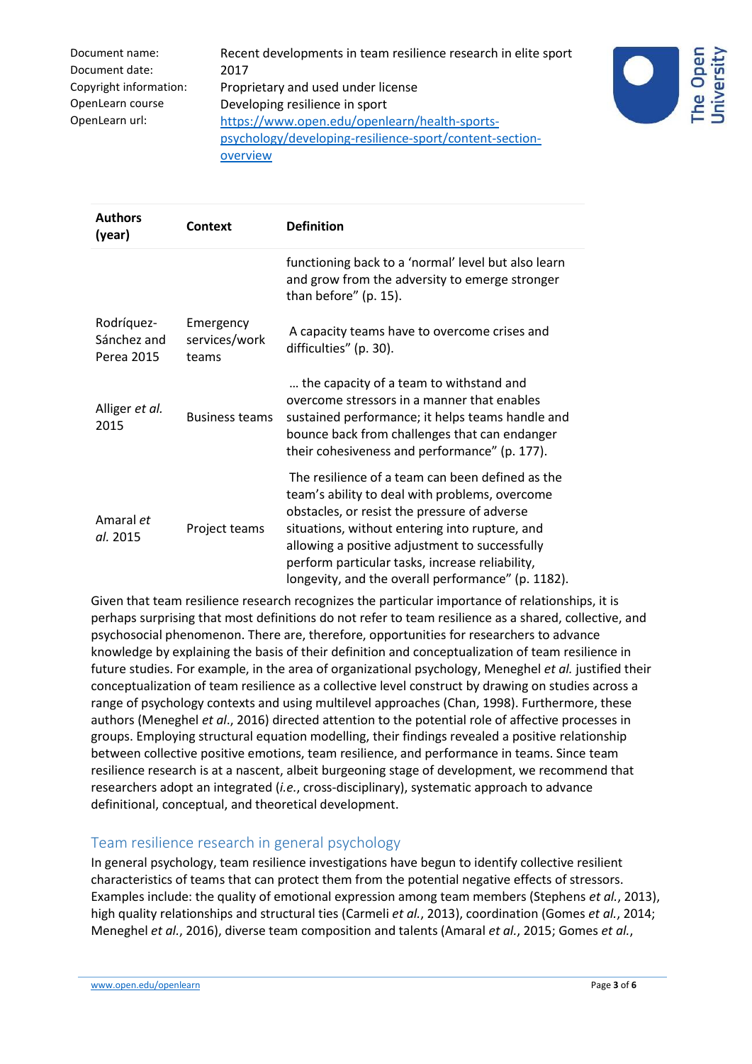| Authors (year) | Context | Definition |
|---|---|---|
| | | functioning back to a ‘normal’ level but also learn and grow from the adversity to emerge stronger than before” (p. 15). |
| Rodríquez-Sánchez and Perea 2015 | Emergency services/work teams | A capacity teams have to overcome crises and difficulties” (p. 30). |
| Alliger *et al.* 2015 | Business teams | … the capacity of a team to withstand and overcome stressors in a manner that enables sustained performance; it helps teams handle and bounce back from challenges that can endanger their cohesiveness and performance” (p. 177). |
| Amaral *et al.* 2015 | Project teams | The resilience of a team can been defined as the team’s ability to deal with problems, overcome obstacles, or resist the pressure of adverse situations, without entering into rupture, and allowing a positive adjustment to successfully perform particular tasks, increase reliability, longevity, and the overall performance” (p. 1182). |

Given that team resilience research recognizes the particular importance of relationships, it is perhaps surprising that most definitions do not refer to team resilience as a shared, collective, and psychosocial phenomenon. There are, therefore, opportunities for researchers to advance knowledge by explaining the basis of their definition and conceptualization of team resilience in future studies. For example, in the area of organizational psychology, Meneghel *et al.* justified their conceptualization of team resilience as a collective level construct by drawing on studies across a range of psychology contexts and using multilevel approaches (Chan, 1998). Furthermore, these authors (Meneghel *et al*., 2016) directed attention to the potential role of affective processes in groups. Employing structural equation modelling, their findings revealed a positive relationship between collective positive emotions, team resilience, and performance in teams. Since team resilience research is at a nascent, albeit burgeoning stage of development, we recommend that researchers adopt an integrated (*i.e.*, cross-disciplinary), systematic approach to advance definitional, conceptual, and theoretical development.

## Team resilience research in general psychology

In general psychology, team resilience investigations have begun to identify collective resilient characteristics of teams that can protect them from the potential negative effects of stressors. Examples include: the quality of emotional expression among team members (Stephens *et al.*, 2013), high quality relationships and structural ties (Carmeli *et al.*, 2013), coordination (Gomes *et al.*, 2014; Meneghel *et al.*, 2016), diverse team composition and talents (Amaral *et al.*, 2015; Gomes *et al.*,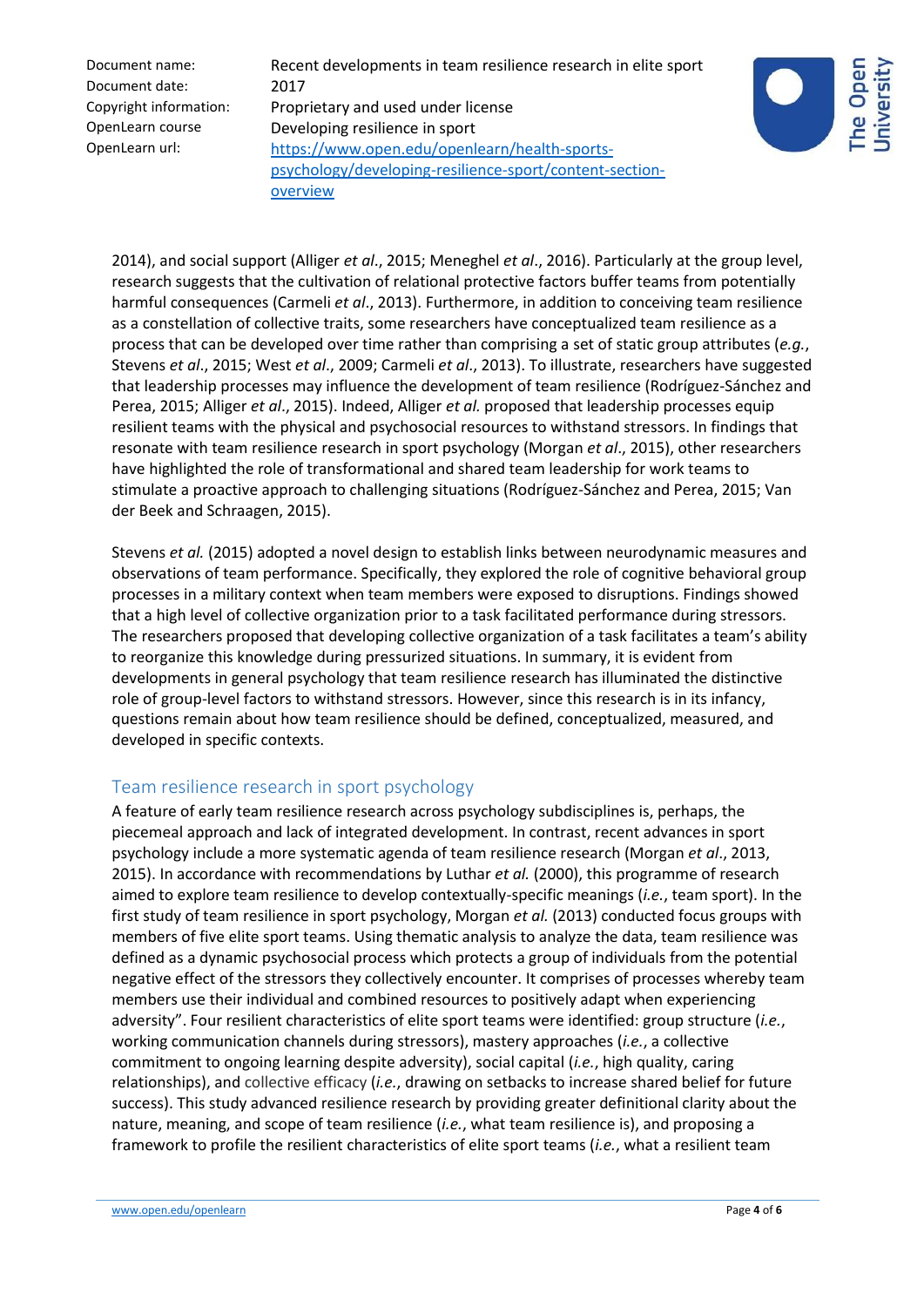2014), and social support (Alliger *et al*., 2015; Meneghel *et al*., 2016). Particularly at the group level, research suggests that the cultivation of relational protective factors buffer teams from potentially harmful consequences (Carmeli *et al*., 2013). Furthermore, in addition to conceiving team resilience as a constellation of collective traits, some researchers have conceptualized team resilience as a process that can be developed over time rather than comprising a set of static group attributes (*e.g.*, Stevens *et al*., 2015; West *et al*., 2009; Carmeli *et al*., 2013). To illustrate, researchers have suggested that leadership processes may influence the development of team resilience (Rodríguez-Sánchez and Perea, 2015; Alliger *et al*., 2015). Indeed, Alliger *et al.* proposed that leadership processes equip resilient teams with the physical and psychosocial resources to withstand stressors. In findings that resonate with team resilience research in sport psychology (Morgan *et al*., 2015), other researchers have highlighted the role of transformational and shared team leadership for work teams to stimulate a proactive approach to challenging situations (Rodríguez-Sánchez and Perea, 2015; Van der Beek and Schraagen, 2015).

Stevens *et al.* (2015) adopted a novel design to establish links between neurodynamic measures and observations of team performance. Specifically, they explored the role of cognitive behavioral group processes in a military context when team members were exposed to disruptions. Findings showed that a high level of collective organization prior to a task facilitated performance during stressors. The researchers proposed that developing collective organization of a task facilitates a team's ability to reorganize this knowledge during pressurized situations. In summary, it is evident from developments in general psychology that team resilience research has illuminated the distinctive role of group-level factors to withstand stressors. However, since this research is in its infancy, questions remain about how team resilience should be defined, conceptualized, measured, and developed in specific contexts.

## Team resilience research in sport psychology

A feature of early team resilience research across psychology subdisciplines is, perhaps, the piecemeal approach and lack of integrated development. In contrast, recent advances in sport psychology include a more systematic agenda of team resilience research (Morgan *et al*., 2013, 2015). In accordance with recommendations by Luthar *et al.* (2000), this programme of research aimed to explore team resilience to develop contextually-specific meanings (*i.e.*, team sport). In the first study of team resilience in sport psychology, Morgan *et al.* (2013) conducted focus groups with members of five elite sport teams. Using thematic analysis to analyze the data, team resilience was defined as a dynamic psychosocial process which protects a group of individuals from the potential negative effect of the stressors they collectively encounter. It comprises of processes whereby team members use their individual and combined resources to positively adapt when experiencing adversity". Four resilient characteristics of elite sport teams were identified: group structure (*i.e.*, working communication channels during stressors), mastery approaches (*i.e.*, a collective commitment to ongoing learning despite adversity), social capital (*i.e.*, high quality, caring relationships), and collective efficacy (*i.e.*, drawing on setbacks to increase shared belief for future success). This study advanced resilience research by providing greater definitional clarity about the nature, meaning, and scope of team resilience (*i.e.*, what team resilience is), and proposing a framework to profile the resilient characteristics of elite sport teams (*i.e.*, what a resilient team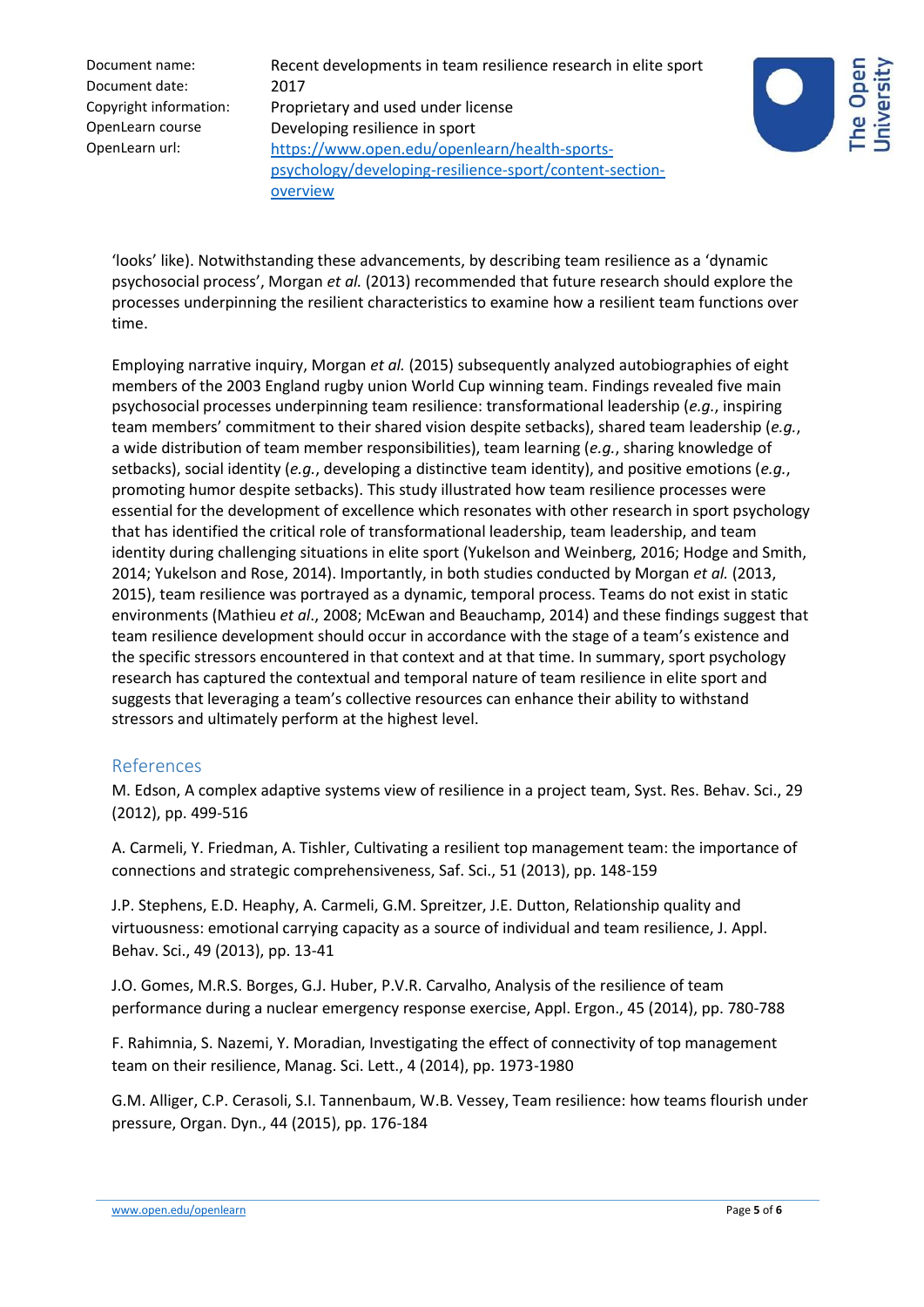'looks' like). Notwithstanding these advancements, by describing team resilience as a 'dynamic psychosocial process', Morgan *et al.* (2013) recommended that future research should explore the processes underpinning the resilient characteristics to examine how a resilient team functions over time.

Employing narrative inquiry, Morgan *et al.* (2015) subsequently analyzed autobiographies of eight members of the 2003 England rugby union World Cup winning team. Findings revealed five main psychosocial processes underpinning team resilience: transformational leadership (*e.g.*, inspiring team members' commitment to their shared vision despite setbacks), shared team leadership (*e.g.*, a wide distribution of team member responsibilities), team learning (*e.g.*, sharing knowledge of setbacks), social identity (*e.g.*, developing a distinctive team identity), and positive emotions (*e.g.*, promoting humor despite setbacks). This study illustrated how team resilience processes were essential for the development of excellence which resonates with other research in sport psychology that has identified the critical role of transformational leadership, team leadership, and team identity during challenging situations in elite sport (Yukelson and Weinberg, 2016; Hodge and Smith, 2014; Yukelson and Rose, 2014). Importantly, in both studies conducted by Morgan *et al.* (2013, 2015), team resilience was portrayed as a dynamic, temporal process. Teams do not exist in static environments (Mathieu *et al*., 2008; McEwan and Beauchamp, 2014) and these findings suggest that team resilience development should occur in accordance with the stage of a team's existence and the specific stressors encountered in that context and at that time. In summary, sport psychology research has captured the contextual and temporal nature of team resilience in elite sport and suggests that leveraging a team's collective resources can enhance their ability to withstand stressors and ultimately perform at the highest level.

## References

M. Edson, A complex adaptive systems view of resilience in a project team, Syst. Res. Behav. Sci., 29 (2012), pp. 499-516

A. Carmeli, Y. Friedman, A. Tishler, Cultivating a resilient top management team: the importance of connections and strategic comprehensiveness, Saf. Sci., 51 (2013), pp. 148-159

J.P. Stephens, E.D. Heaphy, A. Carmeli, G.M. Spreitzer, J.E. Dutton, Relationship quality and virtuousness: emotional carrying capacity as a source of individual and team resilience, J. Appl. Behav. Sci., 49 (2013), pp. 13-41

J.O. Gomes, M.R.S. Borges, G.J. Huber, P.V.R. Carvalho, Analysis of the resilience of team performance during a nuclear emergency response exercise, Appl. Ergon., 45 (2014), pp. 780-788

F. Rahimnia, S. Nazemi, Y. Moradian, Investigating the effect of connectivity of top management team on their resilience, Manag. Sci. Lett., 4 (2014), pp. 1973-1980

G.M. Alliger, C.P. Cerasoli, S.I. Tannenbaum, W.B. Vessey, Team resilience: how teams flourish under pressure, Organ. Dyn., 44 (2015), pp. 176-184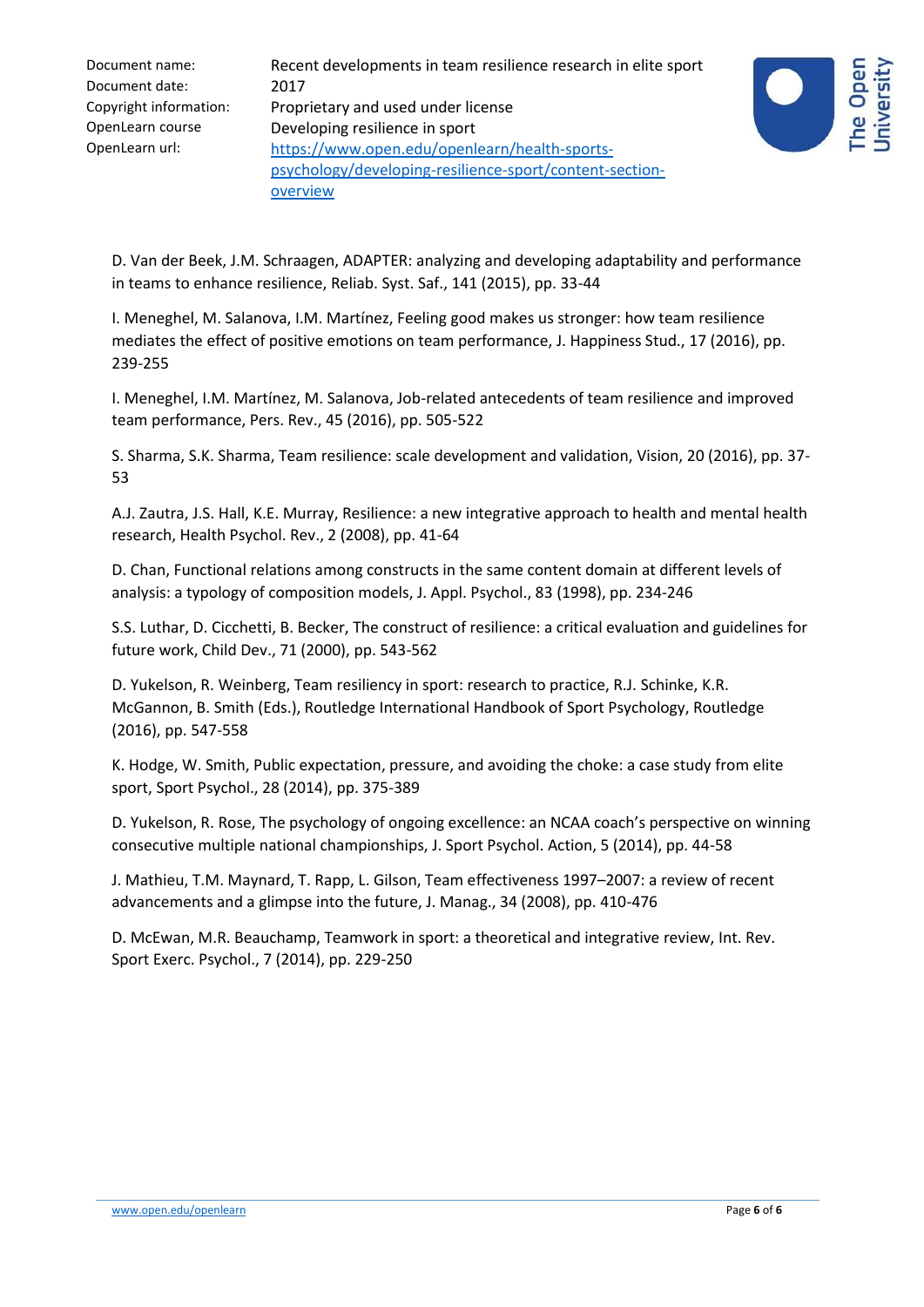D. Van der Beek, J.M. Schraagen, ADAPTER: analyzing and developing adaptability and performance in teams to enhance resilience, Reliab. Syst. Saf., 141 (2015), pp. 33-44

I. Meneghel, M. Salanova, I.M. Martínez, Feeling good makes us stronger: how team resilience mediates the effect of positive emotions on team performance, J. Happiness Stud., 17 (2016), pp. 239-255

I. Meneghel, I.M. Martínez, M. Salanova, Job-related antecedents of team resilience and improved team performance, Pers. Rev., 45 (2016), pp. 505-522

S. Sharma, S.K. Sharma, Team resilience: scale development and validation, Vision, 20 (2016), pp. 37-53

A.J. Zautra, J.S. Hall, K.E. Murray, Resilience: a new integrative approach to health and mental health research, Health Psychol. Rev., 2 (2008), pp. 41-64

D. Chan, Functional relations among constructs in the same content domain at different levels of analysis: a typology of composition models, J. Appl. Psychol., 83 (1998), pp. 234-246

S.S. Luthar, D. Cicchetti, B. Becker, The construct of resilience: a critical evaluation and guidelines for future work, Child Dev., 71 (2000), pp. 543-562

D. Yukelson, R. Weinberg, Team resiliency in sport: research to practice, R.J. Schinke, K.R. McGannon, B. Smith (Eds.), Routledge International Handbook of Sport Psychology, Routledge (2016), pp. 547-558

K. Hodge, W. Smith, Public expectation, pressure, and avoiding the choke: a case study from elite sport, Sport Psychol., 28 (2014), pp. 375-389

D. Yukelson, R. Rose, The psychology of ongoing excellence: an NCAA coach's perspective on winning consecutive multiple national championships, J. Sport Psychol. Action, 5 (2014), pp. 44-58

J. Mathieu, T.M. Maynard, T. Rapp, L. Gilson, Team effectiveness 1997–2007: a review of recent advancements and a glimpse into the future, J. Manag., 34 (2008), pp. 410-476

D. McEwan, M.R. Beauchamp, Teamwork in sport: a theoretical and integrative review, Int. Rev. Sport Exerc. Psychol., 7 (2014), pp. 229-250